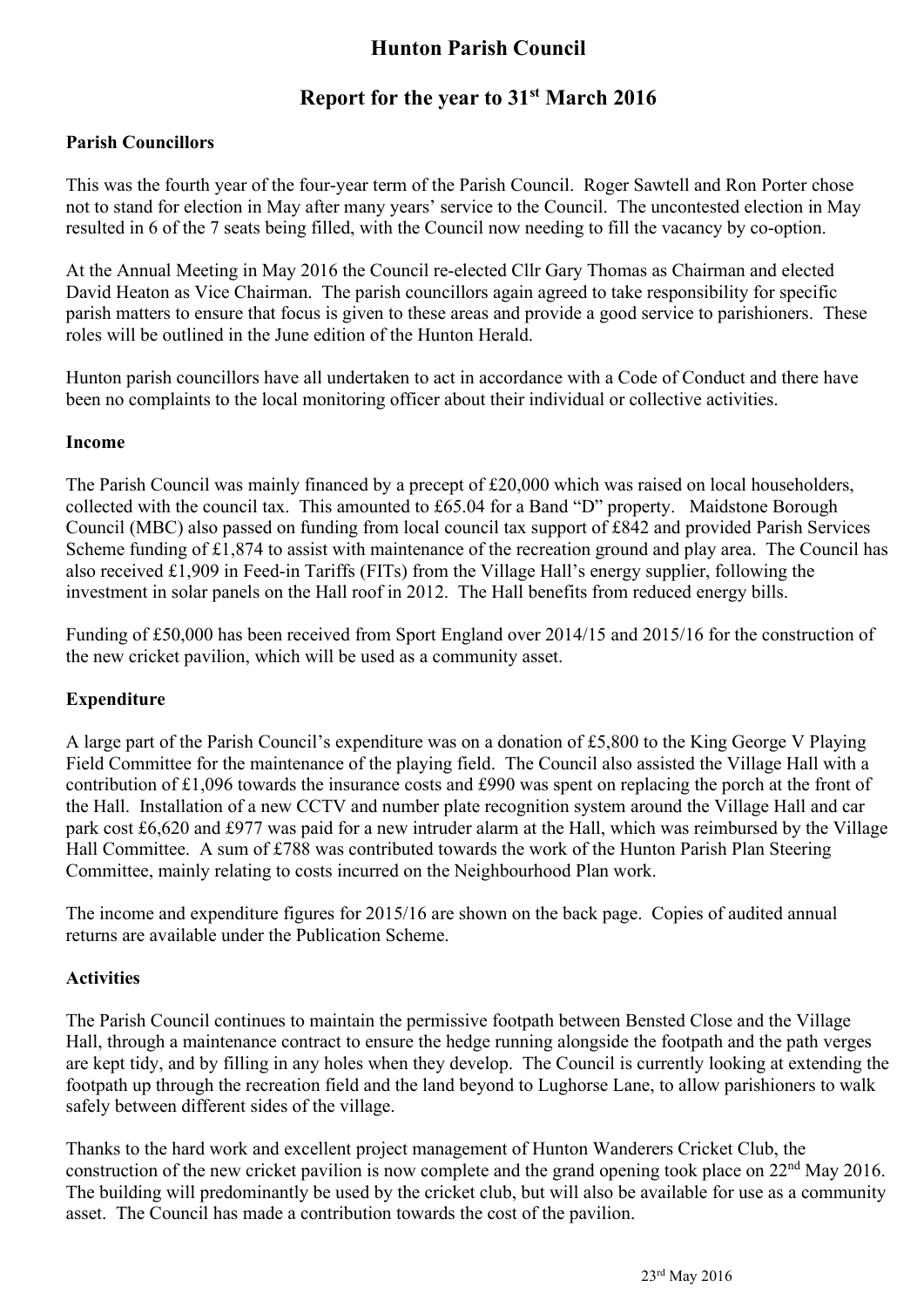# Hunton Parish Council

## Report for the year to 31st March 2016

### Parish Councillors

This was the fourth year of the four-year term of the Parish Council. Roger Sawtell and Ron Porter chose not to stand for election in May after many years' service to the Council. The uncontested election in May resulted in 6 of the 7 seats being filled, with the Council now needing to fill the vacancy by co-option.

At the Annual Meeting in May 2016 the Council re-elected Cllr Gary Thomas as Chairman and elected David Heaton as Vice Chairman. The parish councillors again agreed to take responsibility for specific parish matters to ensure that focus is given to these areas and provide a good service to parishioners. These roles will be outlined in the June edition of the Hunton Herald.

Hunton parish councillors have all undertaken to act in accordance with a Code of Conduct and there have been no complaints to the local monitoring officer about their individual or collective activities.

### Income

The Parish Council was mainly financed by a precept of £20,000 which was raised on local householders, collected with the council tax. This amounted to £65.04 for a Band "D" property. Maidstone Borough Council (MBC) also passed on funding from local council tax support of £842 and provided Parish Services Scheme funding of £1,874 to assist with maintenance of the recreation ground and play area. The Council has also received £1,909 in Feed-in Tariffs (FITs) from the Village Hall's energy supplier, following the investment in solar panels on the Hall roof in 2012. The Hall benefits from reduced energy bills.

Funding of £50,000 has been received from Sport England over 2014/15 and 2015/16 for the construction of the new cricket pavilion, which will be used as a community asset.

### Expenditure

A large part of the Parish Council's expenditure was on a donation of £5,800 to the King George V Playing Field Committee for the maintenance of the playing field. The Council also assisted the Village Hall with a contribution of £1,096 towards the insurance costs and £990 was spent on replacing the porch at the front of the Hall. Installation of a new CCTV and number plate recognition system around the Village Hall and car park cost £6,620 and £977 was paid for a new intruder alarm at the Hall, which was reimbursed by the Village Hall Committee. A sum of £788 was contributed towards the work of the Hunton Parish Plan Steering Committee, mainly relating to costs incurred on the Neighbourhood Plan work.

The income and expenditure figures for 2015/16 are shown on the back page. Copies of audited annual returns are available under the Publication Scheme.

### Activities

The Parish Council continues to maintain the permissive footpath between Bensted Close and the Village Hall, through a maintenance contract to ensure the hedge running alongside the footpath and the path verges are kept tidy, and by filling in any holes when they develop. The Council is currently looking at extending the footpath up through the recreation field and the land beyond to Lughorse Lane, to allow parishioners to walk safely between different sides of the village.

Thanks to the hard work and excellent project management of Hunton Wanderers Cricket Club, the construction of the new cricket pavilion is now complete and the grand opening took place on 22nd May 2016. The building will predominantly be used by the cricket club, but will also be available for use as a community asset. The Council has made a contribution towards the cost of the pavilion.

23rd May 2016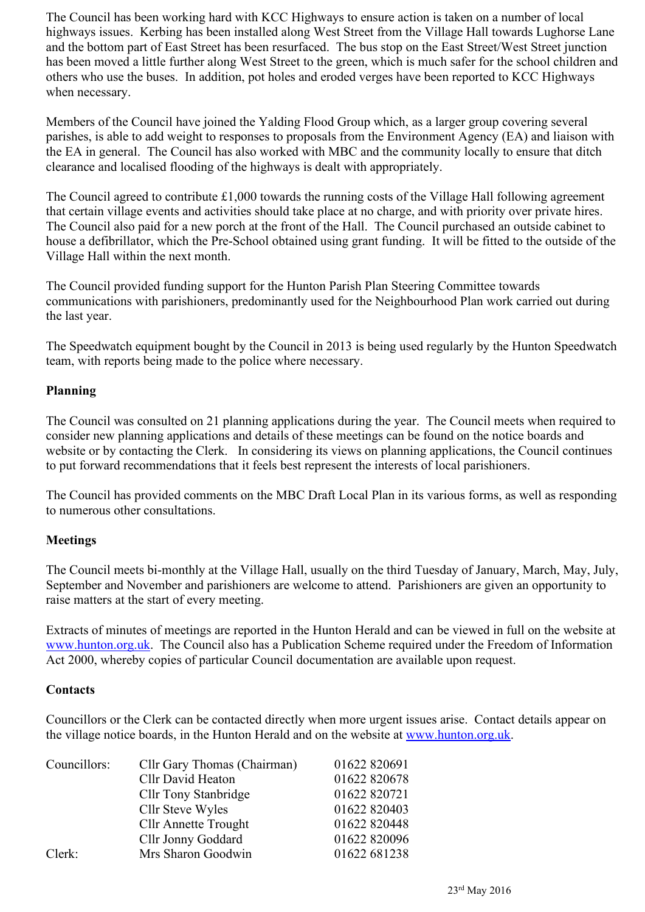The Council has been working hard with KCC Highways to ensure action is taken on a number of local highways issues. Kerbing has been installed along West Street from the Village Hall towards Lughorse Lane and the bottom part of East Street has been resurfaced. The bus stop on the East Street/West Street junction has been moved a little further along West Street to the green, which is much safer for the school children and others who use the buses. In addition, pot holes and eroded verges have been reported to KCC Highways when necessary.

Members of the Council have joined the Yalding Flood Group which, as a larger group covering several parishes, is able to add weight to responses to proposals from the Environment Agency (EA) and liaison with the EA in general. The Council has also worked with MBC and the community locally to ensure that ditch clearance and localised flooding of the highways is dealt with appropriately.

The Council agreed to contribute £1,000 towards the running costs of the Village Hall following agreement that certain village events and activities should take place at no charge, and with priority over private hires. The Council also paid for a new porch at the front of the Hall. The Council purchased an outside cabinet to house a defibrillator, which the Pre-School obtained using grant funding. It will be fitted to the outside of the Village Hall within the next month.

The Council provided funding support for the Hunton Parish Plan Steering Committee towards communications with parishioners, predominantly used for the Neighbourhood Plan work carried out during the last year.

The Speedwatch equipment bought by the Council in 2013 is being used regularly by the Hunton Speedwatch team, with reports being made to the police where necessary.

**Planning**

The Council was consulted on 21 planning applications during the year. The Council meets when required to consider new planning applications and details of these meetings can be found on the notice boards and website or by contacting the Clerk. In considering its views on planning applications, the Council continues to put forward recommendations that it feels best represent the interests of local parishioners.

The Council has provided comments on the MBC Draft Local Plan in its various forms, as well as responding to numerous other consultations.

**Meetings**

The Council meets bi-monthly at the Village Hall, usually on the third Tuesday of January, March, May, July, September and November and parishioners are welcome to attend. Parishioners are given an opportunity to raise matters at the start of every meeting.

Extracts of minutes of meetings are reported in the Hunton Herald and can be viewed in full on the website at www.hunton.org.uk. The Council also has a Publication Scheme required under the Freedom of Information Act 2000, whereby copies of particular Council documentation are available upon request.

**Contacts**

Councillors or the Clerk can be contacted directly when more urgent issues arise. Contact details appear on the village notice boards, in the Hunton Herald and on the website at www.hunton.org.uk.

| | | |
|---|---|---|
| Councillors: | Cllr Gary Thomas (Chairman) | 01622 820691 |
| | Cllr David Heaton | 01622 820678 |
| | Cllr Tony Stanbridge | 01622 820721 |
| | Cllr Steve Wyles | 01622 820403 |
| | Cllr Annette Trought | 01622 820448 |
| | Cllr Jonny Goddard | 01622 820096 |
| Clerk: | Mrs Sharon Goodwin | 01622 681238 |

23rd May 2016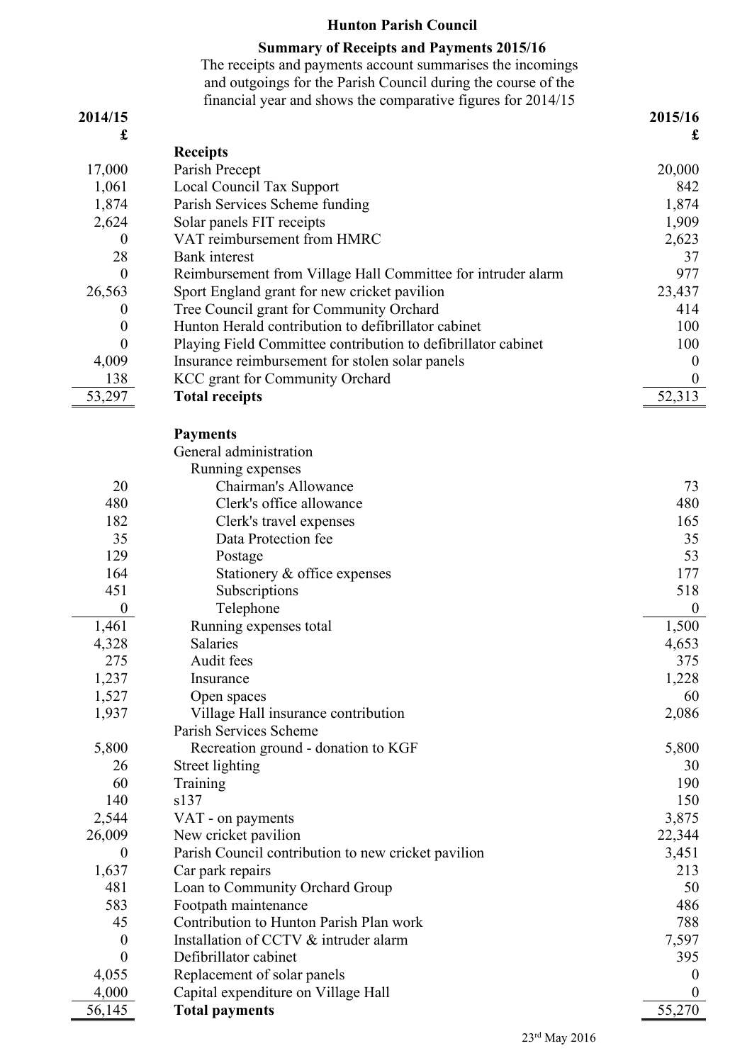# Hunton Parish Council

## Summary of Receipts and Payments 2015/16

The receipts and payments account summarises the incomings and outgoings for the Parish Council during the course of the financial year and shows the comparative figures for 2014/15

| 2014/15 £ | | 2015/16 £ |
|---|---|---|
| | **Receipts** | |
| 17,000 | Parish Precept | 20,000 |
| 1,061 | Local Council Tax Support | 842 |
| 1,874 | Parish Services Scheme funding | 1,874 |
| 2,624 | Solar panels FIT receipts | 1,909 |
| 0 | VAT reimbursement from HMRC | 2,623 |
| 28 | Bank interest | 37 |
| 0 | Reimbursement from Village Hall Committee for intruder alarm | 977 |
| 26,563 | Sport England grant for new cricket pavilion | 23,437 |
| 0 | Tree Council grant for Community Orchard | 414 |
| 0 | Hunton Herald contribution to defibrillator cabinet | 100 |
| 0 | Playing Field Committee contribution to defibrillator cabinet | 100 |
| 4,009 | Insurance reimbursement for stolen solar panels | 0 |
| 138 | KCC grant for Community Orchard | 0 |
| 53,297 | **Total receipts** | 52,313 |
| | **Payments** | |
| | General administration | |
| | Running expenses | |
| 20 | Chairman's Allowance | 73 |
| 480 | Clerk's office allowance | 480 |
| 182 | Clerk's travel expenses | 165 |
| 35 | Data Protection fee | 35 |
| 129 | Postage | 53 |
| 164 | Stationery & office expenses | 177 |
| 451 | Subscriptions | 518 |
| 0 | Telephone | 0 |
| 1,461 | Running expenses total | 1,500 |
| 4,328 | Salaries | 4,653 |
| 275 | Audit fees | 375 |
| 1,237 | Insurance | 1,228 |
| 1,527 | Open spaces | 60 |
| 1,937 | Village Hall insurance contribution | 2,086 |
| | Parish Services Scheme | |
| 5,800 | Recreation ground - donation to KGF | 5,800 |
| 26 | Street lighting | 30 |
| 60 | Training | 190 |
| 140 | s137 | 150 |
| 2,544 | VAT - on payments | 3,875 |
| 26,009 | New cricket pavilion | 22,344 |
| 0 | Parish Council contribution to new cricket pavilion | 3,451 |
| 1,637 | Car park repairs | 213 |
| 481 | Loan to Community Orchard Group | 50 |
| 583 | Footpath maintenance | 486 |
| 45 | Contribution to Hunton Parish Plan work | 788 |
| 0 | Installation of CCTV & intruder alarm | 7,597 |
| 0 | Defibrillator cabinet | 395 |
| 4,055 | Replacement of solar panels | 0 |
| 4,000 | Capital expenditure on Village Hall | 0 |
| 56,145 | **Total payments** | 55,270 |

23rd May 2016